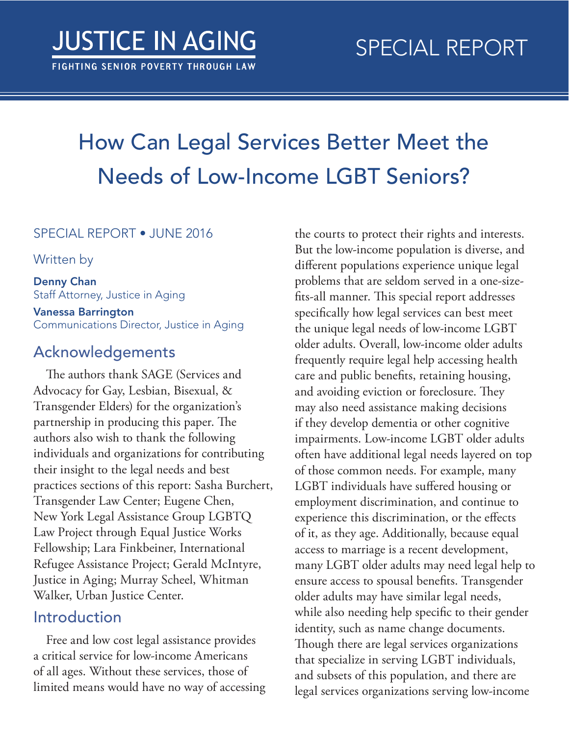JUSTICE IN AGING

FIGHTING SENIOR POVERTY THROUGH LAW

SPECIAL REPORT

# How Can Legal Services Better Meet the Needs of Low-Income LGBT Seniors?

SPECIAL REPORT • JUNE 2016

Written by

**Denny Chan**
Staff Attorney, Justice in Aging

**Vanessa Barrington**
Communications Director, Justice in Aging

## Acknowledgements

The authors thank SAGE (Services and Advocacy for Gay, Lesbian, Bisexual, & Transgender Elders) for the organization's partnership in producing this paper. The authors also wish to thank the following individuals and organizations for contributing their insight to the legal needs and best practices sections of this report: Sasha Burchert, Transgender Law Center; Eugene Chen, New York Legal Assistance Group LGBTQ Law Project through Equal Justice Works Fellowship; Lara Finkbeiner, International Refugee Assistance Project; Gerald McIntyre, Justice in Aging; Murray Scheel, Whitman Walker, Urban Justice Center.

## Introduction

Free and low cost legal assistance provides a critical service for low-income Americans of all ages. Without these services, those of limited means would have no way of accessing the courts to protect their rights and interests. But the low-income population is diverse, and different populations experience unique legal problems that are seldom served in a one-size-fits-all manner. This special report addresses specifically how legal services can best meet the unique legal needs of low-income LGBT older adults. Overall, low-income older adults frequently require legal help accessing health care and public benefits, retaining housing, and avoiding eviction or foreclosure. They may also need assistance making decisions if they develop dementia or other cognitive impairments. Low-income LGBT older adults often have additional legal needs layered on top of those common needs. For example, many LGBT individuals have suffered housing or employment discrimination, and continue to experience this discrimination, or the effects of it, as they age. Additionally, because equal access to marriage is a recent development, many LGBT older adults may need legal help to ensure access to spousal benefits. Transgender older adults may have similar legal needs, while also needing help specific to their gender identity, such as name change documents. Though there are legal services organizations that specialize in serving LGBT individuals, and subsets of this population, and there are legal services organizations serving low-income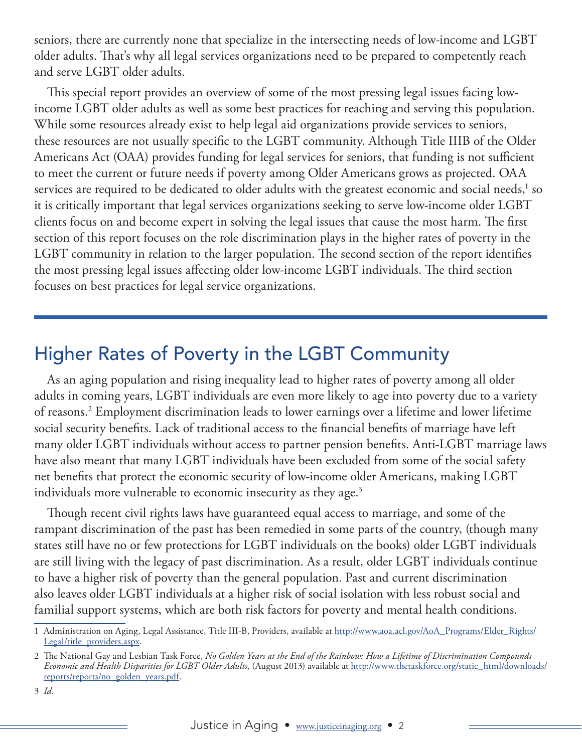seniors, there are currently none that specialize in the intersecting needs of low-income and LGBT older adults. That's why all legal services organizations need to be prepared to competently reach and serve LGBT older adults.

This special report provides an overview of some of the most pressing legal issues facing low-income LGBT older adults as well as some best practices for reaching and serving this population. While some resources already exist to help legal aid organizations provide services to seniors, these resources are not usually specific to the LGBT community. Although Title IIIB of the Older Americans Act (OAA) provides funding for legal services for seniors, that funding is not sufficient to meet the current or future needs if poverty among Older Americans grows as projected. OAA services are required to be dedicated to older adults with the greatest economic and social needs,[1] so it is critically important that legal services organizations seeking to serve low-income older LGBT clients focus on and become expert in solving the legal issues that cause the most harm. The first section of this report focuses on the role discrimination plays in the higher rates of poverty in the LGBT community in relation to the larger population. The second section of the report identifies the most pressing legal issues affecting older low-income LGBT individuals. The third section focuses on best practices for legal service organizations.

## Higher Rates of Poverty in the LGBT Community

As an aging population and rising inequality lead to higher rates of poverty among all older adults in coming years, LGBT individuals are even more likely to age into poverty due to a variety of reasons.[2] Employment discrimination leads to lower earnings over a lifetime and lower lifetime social security benefits. Lack of traditional access to the financial benefits of marriage have left many older LGBT individuals without access to partner pension benefits. Anti-LGBT marriage laws have also meant that many LGBT individuals have been excluded from some of the social safety net benefits that protect the economic security of low-income older Americans, making LGBT individuals more vulnerable to economic insecurity as they age.[3]

Though recent civil rights laws have guaranteed equal access to marriage, and some of the rampant discrimination of the past has been remedied in some parts of the country, (though many states still have no or few protections for LGBT individuals on the books) older LGBT individuals are still living with the legacy of past discrimination. As a result, older LGBT individuals continue to have a higher risk of poverty than the general population. Past and current discrimination also leaves older LGBT individuals at a higher risk of social isolation with less robust social and familial support systems, which are both risk factors for poverty and mental health conditions.

---

1 Administration on Aging, Legal Assistance, Title III-B, Providers, available at http://www.aoa.acl.gov/AoA_Programs/Elder_Rights/Legal/title_providers.aspx.

2 The National Gay and Lesbian Task Force, *No Golden Years at the End of the Rainbow: How a Lifetime of Discrimination Compounds Economic and Health Disparities for LGBT Older Adults*, (August 2013) available at http://www.thetaskforce.org/static_html/downloads/reports/reports/no_golden_years.pdf.

3 *Id*.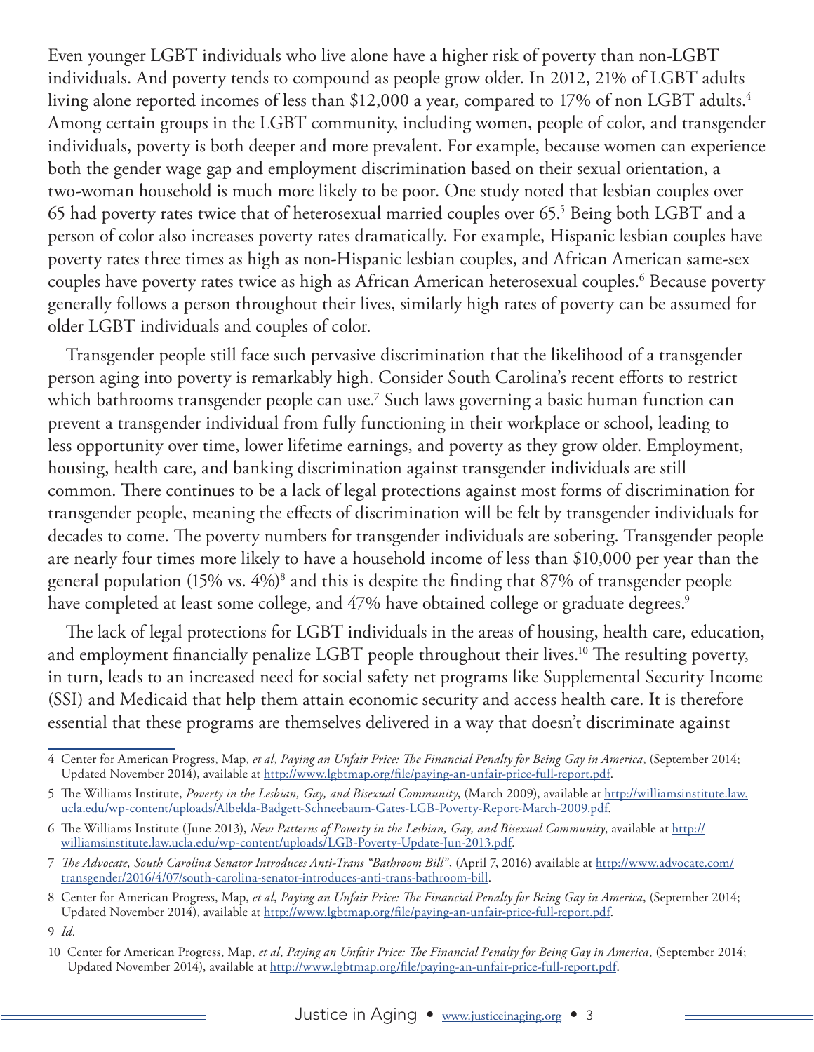Even younger LGBT individuals who live alone have a higher risk of poverty than non-LGBT individuals. And poverty tends to compound as people grow older. In 2012, 21% of LGBT adults living alone reported incomes of less than $12,000 a year, compared to 17% of non LGBT adults.[4] Among certain groups in the LGBT community, including women, people of color, and transgender individuals, poverty is both deeper and more prevalent. For example, because women can experience both the gender wage gap and employment discrimination based on their sexual orientation, a two-woman household is much more likely to be poor. One study noted that lesbian couples over 65 had poverty rates twice that of heterosexual married couples over 65.[5] Being both LGBT and a person of color also increases poverty rates dramatically. For example, Hispanic lesbian couples have poverty rates three times as high as non-Hispanic lesbian couples, and African American same-sex couples have poverty rates twice as high as African American heterosexual couples.[6] Because poverty generally follows a person throughout their lives, similarly high rates of poverty can be assumed for older LGBT individuals and couples of color.

Transgender people still face such pervasive discrimination that the likelihood of a transgender person aging into poverty is remarkably high. Consider South Carolina's recent efforts to restrict which bathrooms transgender people can use.[7] Such laws governing a basic human function can prevent a transgender individual from fully functioning in their workplace or school, leading to less opportunity over time, lower lifetime earnings, and poverty as they grow older. Employment, housing, health care, and banking discrimination against transgender individuals are still common. There continues to be a lack of legal protections against most forms of discrimination for transgender people, meaning the effects of discrimination will be felt by transgender individuals for decades to come. The poverty numbers for transgender individuals are sobering. Transgender people are nearly four times more likely to have a household income of less than $10,000 per year than the general population (15% vs. 4%)[8] and this is despite the finding that 87% of transgender people have completed at least some college, and 47% have obtained college or graduate degrees.[9]

The lack of legal protections for LGBT individuals in the areas of housing, health care, education, and employment financially penalize LGBT people throughout their lives.[10] The resulting poverty, in turn, leads to an increased need for social safety net programs like Supplemental Security Income (SSI) and Medicaid that help them attain economic security and access health care. It is therefore essential that these programs are themselves delivered in a way that doesn't discriminate against

---

4 Center for American Progress, Map, *et al*, *Paying an Unfair Price: The Financial Penalty for Being Gay in America*, (September 2014; Updated November 2014), available at http://www.lgbtmap.org/file/paying-an-unfair-price-full-report.pdf.

5 The Williams Institute, *Poverty in the Lesbian, Gay, and Bisexual Community*, (March 2009), available at http://williamsinstitute.law.ucla.edu/wp-content/uploads/Albelda-Badgett-Schneebaum-Gates-LGB-Poverty-Report-March-2009.pdf.

6 The Williams Institute (June 2013), *New Patterns of Poverty in the Lesbian, Gay, and Bisexual Community*, available at http://williamsinstitute.law.ucla.edu/wp-content/uploads/LGB-Poverty-Update-Jun-2013.pdf.

7 *The Advocate, South Carolina Senator Introduces Anti-Trans "Bathroom Bill"*, (April 7, 2016) available at http://www.advocate.com/transgender/2016/4/07/south-carolina-senator-introduces-anti-trans-bathroom-bill.

8 Center for American Progress, Map, *et al*, *Paying an Unfair Price: The Financial Penalty for Being Gay in America*, (September 2014; Updated November 2014), available at http://www.lgbtmap.org/file/paying-an-unfair-price-full-report.pdf.

9 *Id.*

10 Center for American Progress, Map, *et al*, *Paying an Unfair Price: The Financial Penalty for Being Gay in America*, (September 2014; Updated November 2014), available at http://www.lgbtmap.org/file/paying-an-unfair-price-full-report.pdf.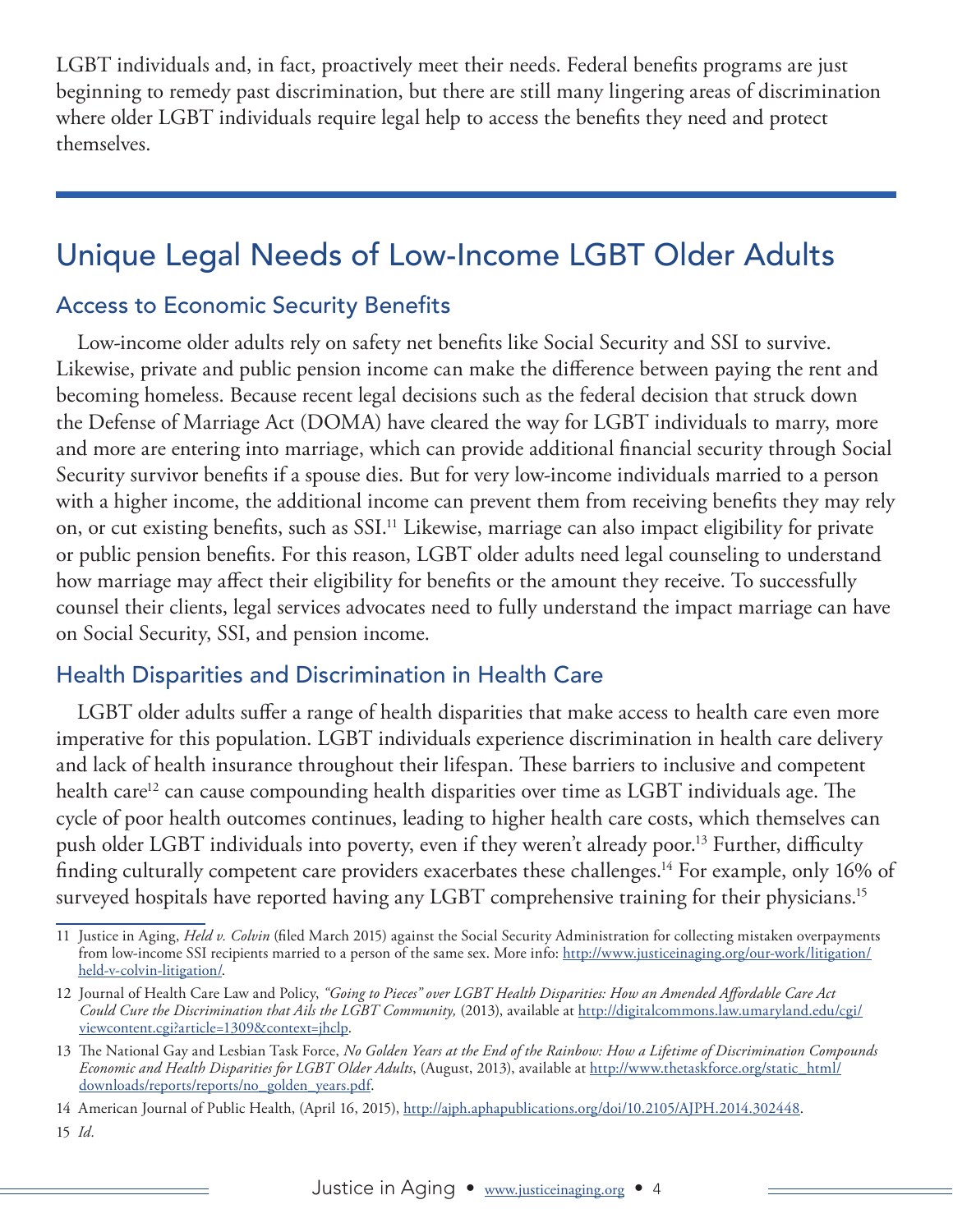LGBT individuals and, in fact, proactively meet their needs. Federal benefits programs are just beginning to remedy past discrimination, but there are still many lingering areas of discrimination where older LGBT individuals require legal help to access the benefits they need and protect themselves.

## Unique Legal Needs of Low-Income LGBT Older Adults

### Access to Economic Security Benefits

Low-income older adults rely on safety net benefits like Social Security and SSI to survive. Likewise, private and public pension income can make the difference between paying the rent and becoming homeless. Because recent legal decisions such as the federal decision that struck down the Defense of Marriage Act (DOMA) have cleared the way for LGBT individuals to marry, more and more are entering into marriage, which can provide additional financial security through Social Security survivor benefits if a spouse dies. But for very low-income individuals married to a person with a higher income, the additional income can prevent them from receiving benefits they may rely on, or cut existing benefits, such as SSI.[11] Likewise, marriage can also impact eligibility for private or public pension benefits. For this reason, LGBT older adults need legal counseling to understand how marriage may affect their eligibility for benefits or the amount they receive. To successfully counsel their clients, legal services advocates need to fully understand the impact marriage can have on Social Security, SSI, and pension income.

### Health Disparities and Discrimination in Health Care

LGBT older adults suffer a range of health disparities that make access to health care even more imperative for this population. LGBT individuals experience discrimination in health care delivery and lack of health insurance throughout their lifespan. These barriers to inclusive and competent health care[12] can cause compounding health disparities over time as LGBT individuals age. The cycle of poor health outcomes continues, leading to higher health care costs, which themselves can push older LGBT individuals into poverty, even if they weren't already poor.[13] Further, difficulty finding culturally competent care providers exacerbates these challenges.[14] For example, only 16% of surveyed hospitals have reported having any LGBT comprehensive training for their physicians.[15]

---

11 Justice in Aging, *Held v. Colvin* (filed March 2015) against the Social Security Administration for collecting mistaken overpayments from low-income SSI recipients married to a person of the same sex. More info: http://www.justiceinaging.org/our-work/litigation/held-v-colvin-litigation/.

12 Journal of Health Care Law and Policy, *"Going to Pieces" over LGBT Health Disparities: How an Amended Affordable Care Act Could Cure the Discrimination that Ails the LGBT Community,* (2013), available at http://digitalcommons.law.umaryland.edu/cgi/viewcontent.cgi?article=1309&context=jhclp.

13 The National Gay and Lesbian Task Force, *No Golden Years at the End of the Rainbow: How a Lifetime of Discrimination Compounds Economic and Health Disparities for LGBT Older Adults*, (August, 2013), available at http://www.thetaskforce.org/static_html/downloads/reports/reports/no_golden_years.pdf.

14 American Journal of Public Health, (April 16, 2015), http://ajph.aphapublications.org/doi/10.2105/AJPH.2014.302448.

15 *Id.*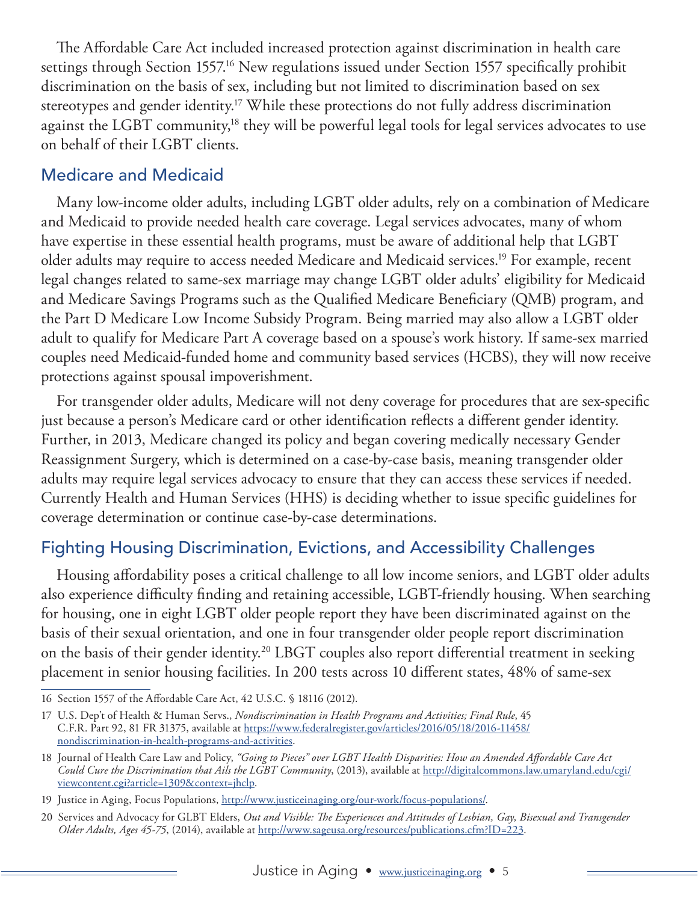The Affordable Care Act included increased protection against discrimination in health care settings through Section 1557.[16] New regulations issued under Section 1557 specifically prohibit discrimination on the basis of sex, including but not limited to discrimination based on sex stereotypes and gender identity.[17] While these protections do not fully address discrimination against the LGBT community,[18] they will be powerful legal tools for legal services advocates to use on behalf of their LGBT clients.

## Medicare and Medicaid

Many low-income older adults, including LGBT older adults, rely on a combination of Medicare and Medicaid to provide needed health care coverage. Legal services advocates, many of whom have expertise in these essential health programs, must be aware of additional help that LGBT older adults may require to access needed Medicare and Medicaid services.[19] For example, recent legal changes related to same-sex marriage may change LGBT older adults' eligibility for Medicaid and Medicare Savings Programs such as the Qualified Medicare Beneficiary (QMB) program, and the Part D Medicare Low Income Subsidy Program. Being married may also allow a LGBT older adult to qualify for Medicare Part A coverage based on a spouse's work history. If same-sex married couples need Medicaid-funded home and community based services (HCBS), they will now receive protections against spousal impoverishment.

For transgender older adults, Medicare will not deny coverage for procedures that are sex-specific just because a person's Medicare card or other identification reflects a different gender identity. Further, in 2013, Medicare changed its policy and began covering medically necessary Gender Reassignment Surgery, which is determined on a case-by-case basis, meaning transgender older adults may require legal services advocacy to ensure that they can access these services if needed. Currently Health and Human Services (HHS) is deciding whether to issue specific guidelines for coverage determination or continue case-by-case determinations.

## Fighting Housing Discrimination, Evictions, and Accessibility Challenges

Housing affordability poses a critical challenge to all low income seniors, and LGBT older adults also experience difficulty finding and retaining accessible, LGBT-friendly housing. When searching for housing, one in eight LGBT older people report they have been discriminated against on the basis of their sexual orientation, and one in four transgender older people report discrimination on the basis of their gender identity.[20] LBGT couples also report differential treatment in seeking placement in senior housing facilities. In 200 tests across 10 different states, 48% of same-sex

---

16 Section 1557 of the Affordable Care Act, 42 U.S.C. § 18116 (2012).

17 U.S. Dep't of Health & Human Servs., *Nondiscrimination in Health Programs and Activities; Final Rule*, 45 C.F.R. Part 92, 81 FR 31375, available at https://www.federalregister.gov/articles/2016/05/18/2016-11458/nondiscrimination-in-health-programs-and-activities.

18 Journal of Health Care Law and Policy, *"Going to Pieces" over LGBT Health Disparities: How an Amended Affordable Care Act Could Cure the Discrimination that Ails the LGBT Community*, (2013), available at http://digitalcommons.law.umaryland.edu/cgi/viewcontent.cgi?article=1309&context=jhclp.

19 Justice in Aging, Focus Populations, http://www.justiceinaging.org/our-work/focus-populations/.

20 Services and Advocacy for GLBT Elders, *Out and Visible: The Experiences and Attitudes of Lesbian, Gay, Bisexual and Transgender Older Adults, Ages 45-75*, (2014), available at http://www.sageusa.org/resources/publications.cfm?ID=223.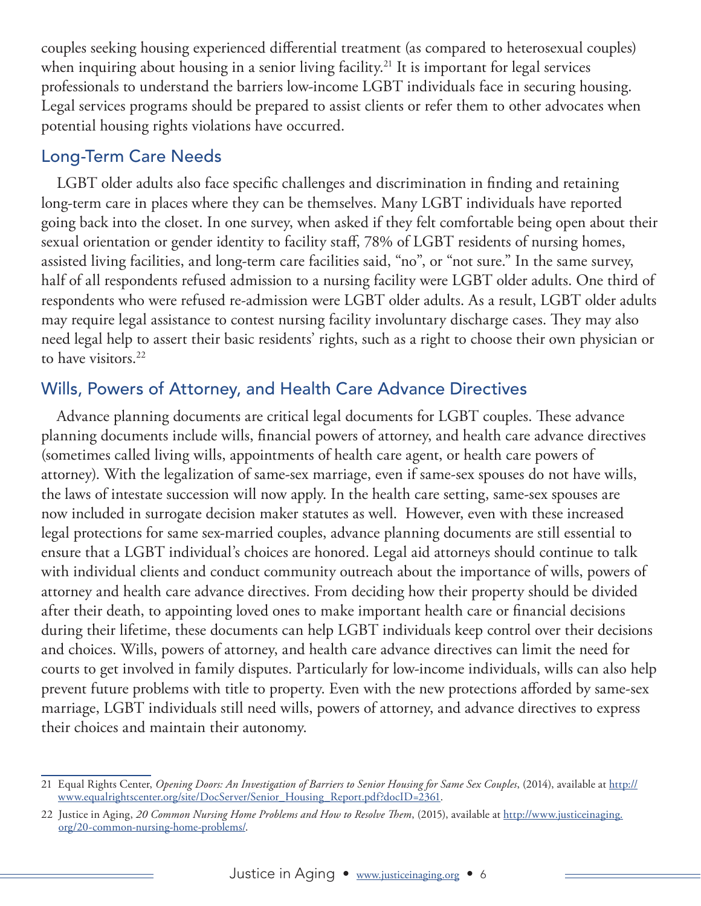couples seeking housing experienced differential treatment (as compared to heterosexual couples) when inquiring about housing in a senior living facility.[21] It is important for legal services professionals to understand the barriers low-income LGBT individuals face in securing housing. Legal services programs should be prepared to assist clients or refer them to other advocates when potential housing rights violations have occurred.

## Long-Term Care Needs

LGBT older adults also face specific challenges and discrimination in finding and retaining long-term care in places where they can be themselves. Many LGBT individuals have reported going back into the closet. In one survey, when asked if they felt comfortable being open about their sexual orientation or gender identity to facility staff, 78% of LGBT residents of nursing homes, assisted living facilities, and long-term care facilities said, "no", or "not sure." In the same survey, half of all respondents refused admission to a nursing facility were LGBT older adults. One third of respondents who were refused re-admission were LGBT older adults. As a result, LGBT older adults may require legal assistance to contest nursing facility involuntary discharge cases. They may also need legal help to assert their basic residents' rights, such as a right to choose their own physician or to have visitors.[22]

## Wills, Powers of Attorney, and Health Care Advance Directives

Advance planning documents are critical legal documents for LGBT couples. These advance planning documents include wills, financial powers of attorney, and health care advance directives (sometimes called living wills, appointments of health care agent, or health care powers of attorney). With the legalization of same-sex marriage, even if same-sex spouses do not have wills, the laws of intestate succession will now apply. In the health care setting, same-sex spouses are now included in surrogate decision maker statutes as well. However, even with these increased legal protections for same sex-married couples, advance planning documents are still essential to ensure that a LGBT individual's choices are honored. Legal aid attorneys should continue to talk with individual clients and conduct community outreach about the importance of wills, powers of attorney and health care advance directives. From deciding how their property should be divided after their death, to appointing loved ones to make important health care or financial decisions during their lifetime, these documents can help LGBT individuals keep control over their decisions and choices. Wills, powers of attorney, and health care advance directives can limit the need for courts to get involved in family disputes. Particularly for low-income individuals, wills can also help prevent future problems with title to property. Even with the new protections afforded by same-sex marriage, LGBT individuals still need wills, powers of attorney, and advance directives to express their choices and maintain their autonomy.

---

21 Equal Rights Center, *Opening Doors: An Investigation of Barriers to Senior Housing for Same Sex Couples*, (2014), available at http://www.equalrightscenter.org/site/DocServer/Senior_Housing_Report.pdf?docID=2361.

22 Justice in Aging, *20 Common Nursing Home Problems and How to Resolve Them*, (2015), available at http://www.justiceinaging.org/20-common-nursing-home-problems/.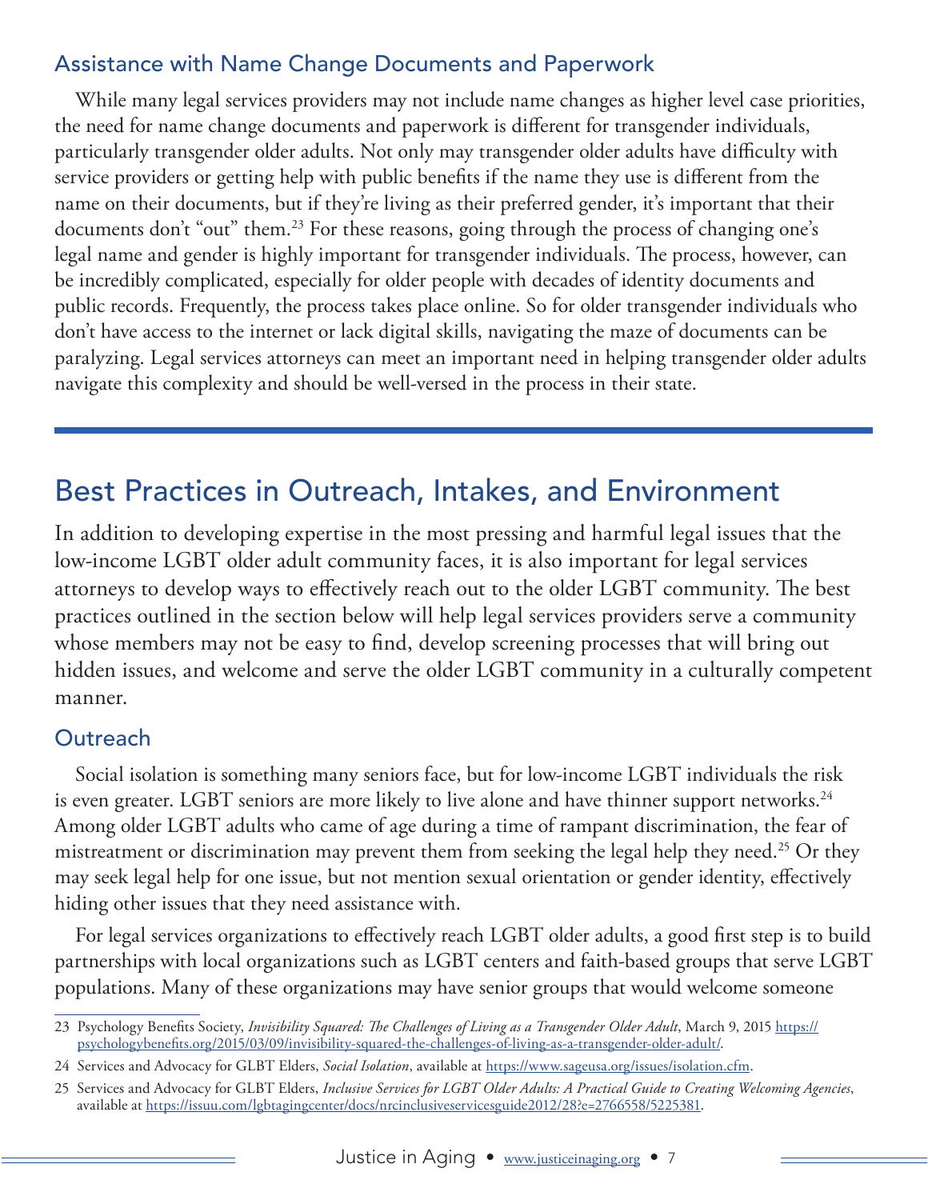### Assistance with Name Change Documents and Paperwork

While many legal services providers may not include name changes as higher level case priorities, the need for name change documents and paperwork is different for transgender individuals, particularly transgender older adults. Not only may transgender older adults have difficulty with service providers or getting help with public benefits if the name they use is different from the name on their documents, but if they're living as their preferred gender, it's important that their documents don't "out" them.[23] For these reasons, going through the process of changing one's legal name and gender is highly important for transgender individuals. The process, however, can be incredibly complicated, especially for older people with decades of identity documents and public records. Frequently, the process takes place online. So for older transgender individuals who don't have access to the internet or lack digital skills, navigating the maze of documents can be paralyzing. Legal services attorneys can meet an important need in helping transgender older adults navigate this complexity and should be well-versed in the process in their state.

## Best Practices in Outreach, Intakes, and Environment

In addition to developing expertise in the most pressing and harmful legal issues that the low-income LGBT older adult community faces, it is also important for legal services attorneys to develop ways to effectively reach out to the older LGBT community. The best practices outlined in the section below will help legal services providers serve a community whose members may not be easy to find, develop screening processes that will bring out hidden issues, and welcome and serve the older LGBT community in a culturally competent manner.

### Outreach

Social isolation is something many seniors face, but for low-income LGBT individuals the risk is even greater. LGBT seniors are more likely to live alone and have thinner support networks.[24] Among older LGBT adults who came of age during a time of rampant discrimination, the fear of mistreatment or discrimination may prevent them from seeking the legal help they need.[25] Or they may seek legal help for one issue, but not mention sexual orientation or gender identity, effectively hiding other issues that they need assistance with.

For legal services organizations to effectively reach LGBT older adults, a good first step is to build partnerships with local organizations such as LGBT centers and faith-based groups that serve LGBT populations. Many of these organizations may have senior groups that would welcome someone

---

23 Psychology Benefits Society, *Invisibility Squared: The Challenges of Living as a Transgender Older Adult*, March 9, 2015 https://psychologybenefits.org/2015/03/09/invisibility-squared-the-challenges-of-living-as-a-transgender-older-adult/.

24 Services and Advocacy for GLBT Elders, *Social Isolation*, available at https://www.sageusa.org/issues/isolation.cfm.

25 Services and Advocacy for GLBT Elders, *Inclusive Services for LGBT Older Adults: A Practical Guide to Creating Welcoming Agencies*, available at https://issuu.com/lgbtagingcenter/docs/nrcinclusiveservicesguide2012/28?e=2766558/5225381.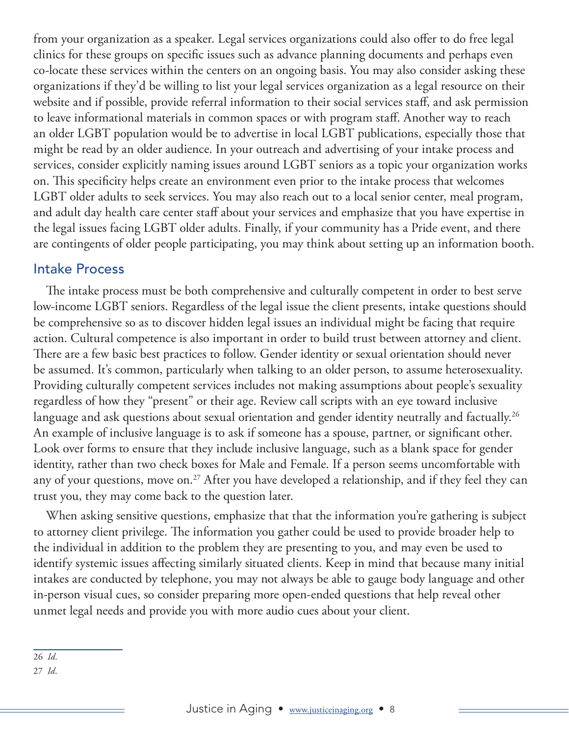from your organization as a speaker. Legal services organizations could also offer to do free legal clinics for these groups on specific issues such as advance planning documents and perhaps even co-locate these services within the centers on an ongoing basis. You may also consider asking these organizations if they'd be willing to list your legal services organization as a legal resource on their website and if possible, provide referral information to their social services staff, and ask permission to leave informational materials in common spaces or with program staff. Another way to reach an older LGBT population would be to advertise in local LGBT publications, especially those that might be read by an older audience. In your outreach and advertising of your intake process and services, consider explicitly naming issues around LGBT seniors as a topic your organization works on. This specificity helps create an environment even prior to the intake process that welcomes LGBT older adults to seek services. You may also reach out to a local senior center, meal program, and adult day health care center staff about your services and emphasize that you have expertise in the legal issues facing LGBT older adults. Finally, if your community has a Pride event, and there are contingents of older people participating, you may think about setting up an information booth.

## Intake Process

The intake process must be both comprehensive and culturally competent in order to best serve low-income LGBT seniors. Regardless of the legal issue the client presents, intake questions should be comprehensive so as to discover hidden legal issues an individual might be facing that require action. Cultural competence is also important in order to build trust between attorney and client. There are a few basic best practices to follow. Gender identity or sexual orientation should never be assumed. It's common, particularly when talking to an older person, to assume heterosexuality. Providing culturally competent services includes not making assumptions about people's sexuality regardless of how they "present" or their age. Review call scripts with an eye toward inclusive language and ask questions about sexual orientation and gender identity neutrally and factually.[26] An example of inclusive language is to ask if someone has a spouse, partner, or significant other. Look over forms to ensure that they include inclusive language, such as a blank space for gender identity, rather than two check boxes for Male and Female. If a person seems uncomfortable with any of your questions, move on.[27] After you have developed a relationship, and if they feel they can trust you, they may come back to the question later.

When asking sensitive questions, emphasize that that the information you're gathering is subject to attorney client privilege. The information you gather could be used to provide broader help to the individual in addition to the problem they are presenting to you, and may even be used to identify systemic issues affecting similarly situated clients. Keep in mind that because many initial intakes are conducted by telephone, you may not always be able to gauge body language and other in-person visual cues, so consider preparing more open-ended questions that help reveal other unmet legal needs and provide you with more audio cues about your client.

---

26 *Id*.

27 *Id*.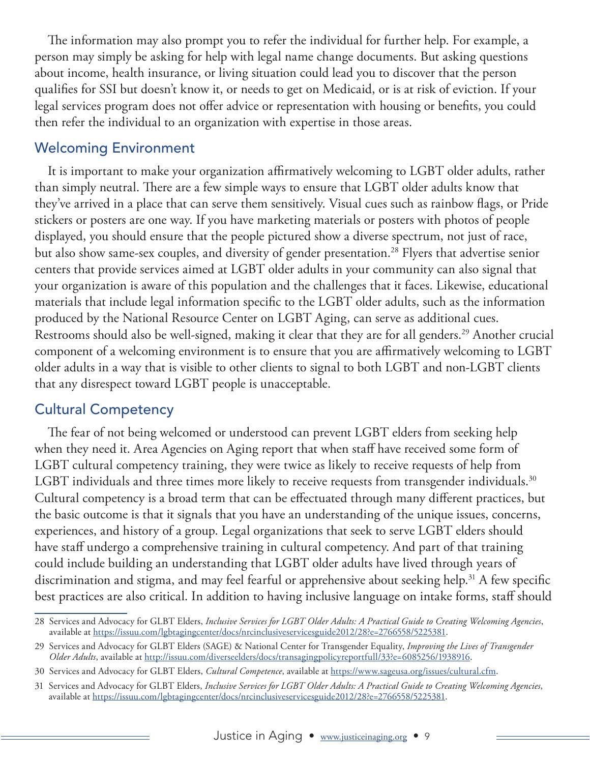The information may also prompt you to refer the individual for further help. For example, a person may simply be asking for help with legal name change documents. But asking questions about income, health insurance, or living situation could lead you to discover that the person qualifies for SSI but doesn't know it, or needs to get on Medicaid, or is at risk of eviction. If your legal services program does not offer advice or representation with housing or benefits, you could then refer the individual to an organization with expertise in those areas.

## Welcoming Environment

It is important to make your organization affirmatively welcoming to LGBT older adults, rather than simply neutral. There are a few simple ways to ensure that LGBT older adults know that they've arrived in a place that can serve them sensitively. Visual cues such as rainbow flags, or Pride stickers or posters are one way. If you have marketing materials or posters with photos of people displayed, you should ensure that the people pictured show a diverse spectrum, not just of race, but also show same-sex couples, and diversity of gender presentation.[28] Flyers that advertise senior centers that provide services aimed at LGBT older adults in your community can also signal that your organization is aware of this population and the challenges that it faces. Likewise, educational materials that include legal information specific to the LGBT older adults, such as the information produced by the National Resource Center on LGBT Aging, can serve as additional cues. Restrooms should also be well-signed, making it clear that they are for all genders.[29] Another crucial component of a welcoming environment is to ensure that you are affirmatively welcoming to LGBT older adults in a way that is visible to other clients to signal to both LGBT and non-LGBT clients that any disrespect toward LGBT people is unacceptable.

## Cultural Competency

The fear of not being welcomed or understood can prevent LGBT elders from seeking help when they need it. Area Agencies on Aging report that when staff have received some form of LGBT cultural competency training, they were twice as likely to receive requests of help from LGBT individuals and three times more likely to receive requests from transgender individuals.[30] Cultural competency is a broad term that can be effectuated through many different practices, but the basic outcome is that it signals that you have an understanding of the unique issues, concerns, experiences, and history of a group. Legal organizations that seek to serve LGBT elders should have staff undergo a comprehensive training in cultural competency. And part of that training could include building an understanding that LGBT older adults have lived through years of discrimination and stigma, and may feel fearful or apprehensive about seeking help.[31] A few specific best practices are also critical. In addition to having inclusive language on intake forms, staff should

---

28 Services and Advocacy for GLBT Elders, *Inclusive Services for LGBT Older Adults: A Practical Guide to Creating Welcoming Agencies*, available at https://issuu.com/lgbtagingcenter/docs/nrcinclusiveservicesguide2012/28?e=2766558/5225381.

29 Services and Advocacy for GLBT Elders (SAGE) & National Center for Transgender Equality, *Improving the Lives of Transgender Older Adults*, available at http://issuu.com/diverseelders/docs/transagingpolicyreportfull/33?e=6085256/1938916.

30 Services and Advocacy for GLBT Elders, *Cultural Competence*, available at https://www.sageusa.org/issues/cultural.cfm.

31 Services and Advocacy for GLBT Elders, *Inclusive Services for LGBT Older Adults: A Practical Guide to Creating Welcoming Agencies*, available at https://issuu.com/lgbtagingcenter/docs/nrcinclusiveservicesguide2012/28?e=2766558/5225381.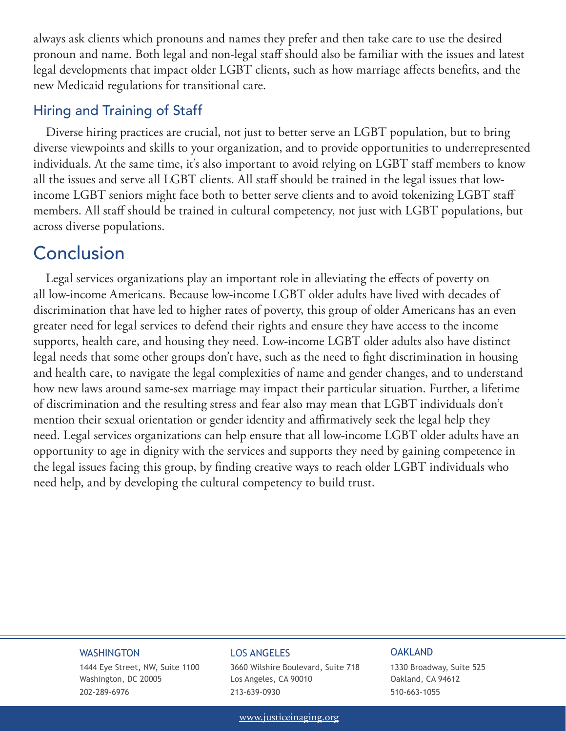always ask clients which pronouns and names they prefer and then take care to use the desired pronoun and name. Both legal and non-legal staff should also be familiar with the issues and latest legal developments that impact older LGBT clients, such as how marriage affects benefits, and the new Medicaid regulations for transitional care.

### Hiring and Training of Staff

Diverse hiring practices are crucial, not just to better serve an LGBT population, but to bring diverse viewpoints and skills to your organization, and to provide opportunities to underrepresented individuals. At the same time, it's also important to avoid relying on LGBT staff members to know all the issues and serve all LGBT clients. All staff should be trained in the legal issues that low-income LGBT seniors might face both to better serve clients and to avoid tokenizing LGBT staff members. All staff should be trained in cultural competency, not just with LGBT populations, but across diverse populations.

## Conclusion

Legal services organizations play an important role in alleviating the effects of poverty on all low-income Americans. Because low-income LGBT older adults have lived with decades of discrimination that have led to higher rates of poverty, this group of older Americans has an even greater need for legal services to defend their rights and ensure they have access to the income supports, health care, and housing they need. Low-income LGBT older adults also have distinct legal needs that some other groups don't have, such as the need to fight discrimination in housing and health care, to navigate the legal complexities of name and gender changes, and to understand how new laws around same-sex marriage may impact their particular situation. Further, a lifetime of discrimination and the resulting stress and fear also may mean that LGBT individuals don't mention their sexual orientation or gender identity and affirmatively seek the legal help they need. Legal services organizations can help ensure that all low-income LGBT older adults have an opportunity to age in dignity with the services and supports they need by gaining competence in the legal issues facing this group, by finding creative ways to reach older LGBT individuals who need help, and by developing the cultural competency to build trust.

**WASHINGTON**
1444 Eye Street, NW, Suite 1100
Washington, DC 20005
202-289-6976

**LOS ANGELES**
3660 Wilshire Boulevard, Suite 718
Los Angeles, CA 90010
213-639-0930

**OAKLAND**
1330 Broadway, Suite 525
Oakland, CA 94612
510-663-1055

www.justiceinaging.org